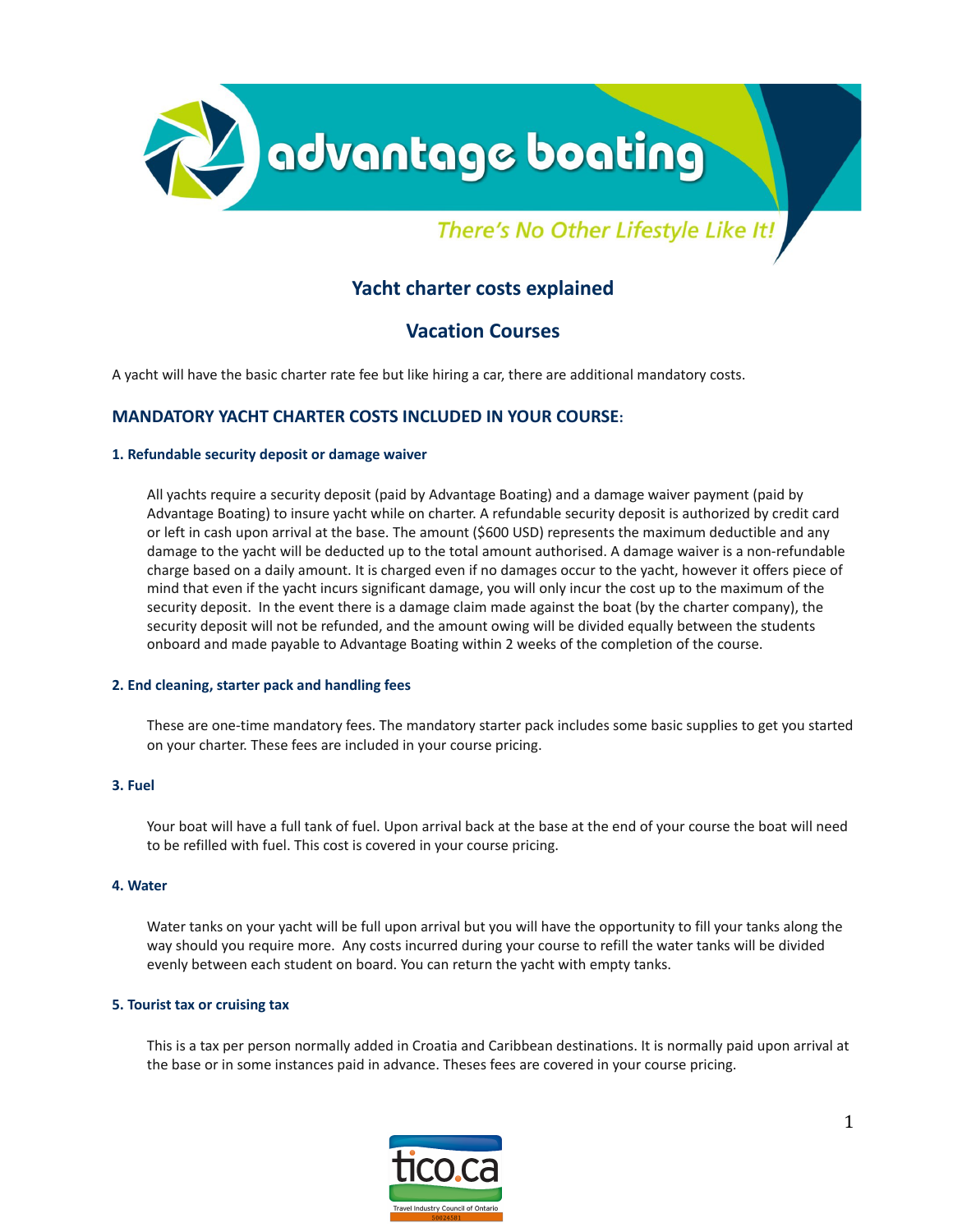advantage boating

*There's No Other Lifestyle Like It!*

## Yacht charter costs explained

## Vacation Courses

A yacht will have the basic charter rate fee but like hiring a car, there are additional mandatory costs.

### MANDATORY YACHT CHARTER COSTS INCLUDED IN YOUR COURSE:

#### 1. Refundable security deposit or damage waiver

All yachts require a security deposit (paid by Advantage Boating) and a damage waiver payment (paid by Advantage Boating) to insure yacht while on charter. A refundable security deposit is authorized by credit card or left in cash upon arrival at the base. The amount ($600 USD) represents the maximum deductible and any damage to the yacht will be deducted up to the total amount authorised. A damage waiver is a non-refundable charge based on a daily amount. It is charged even if no damages occur to the yacht, however it offers piece of mind that even if the yacht incurs significant damage, you will only incur the cost up to the maximum of the security deposit. In the event there is a damage claim made against the boat (by the charter company), the security deposit will not be refunded, and the amount owing will be divided equally between the students onboard and made payable to Advantage Boating within 2 weeks of the completion of the course.

#### 2. End cleaning, starter pack and handling fees

These are one-time mandatory fees. The mandatory starter pack includes some basic supplies to get you started on your charter. These fees are included in your course pricing.

#### 3. Fuel

Your boat will have a full tank of fuel. Upon arrival back at the base at the end of your course the boat will need to be refilled with fuel. This cost is covered in your course pricing.

#### 4. Water

Water tanks on your yacht will be full upon arrival but you will have the opportunity to fill your tanks along the way should you require more. Any costs incurred during your course to refill the water tanks will be divided evenly between each student on board. You can return the yacht with empty tanks.

#### 5. Tourist tax or cruising tax

This is a tax per person normally added in Croatia and Caribbean destinations. It is normally paid upon arrival at the base or in some instances paid in advance. Theses fees are covered in your course pricing.

tico.ca
Travel Industry Council of Ontario
50024581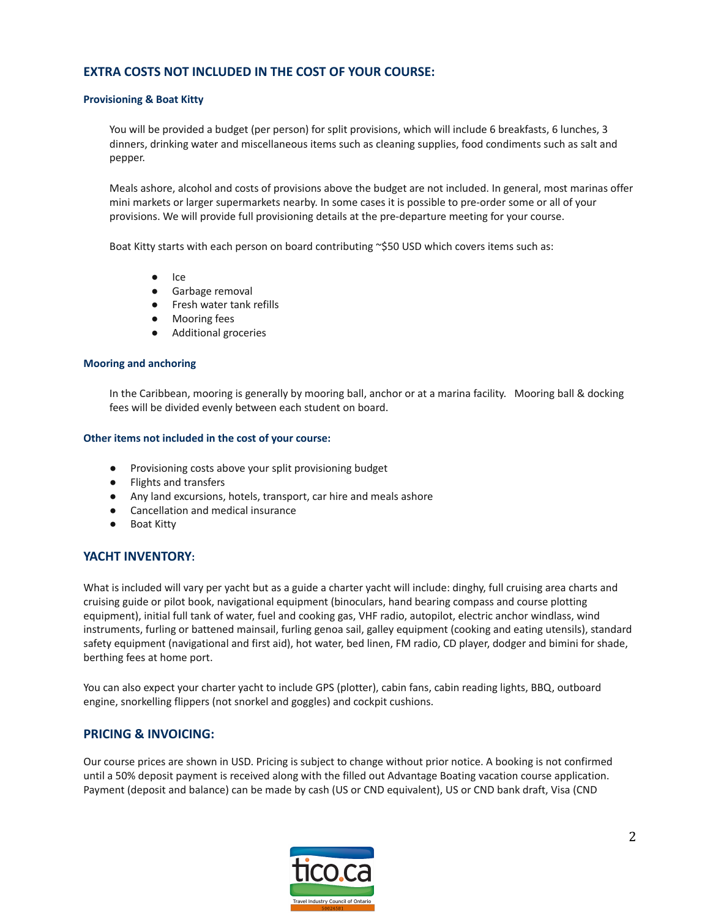## EXTRA COSTS NOT INCLUDED IN THE COST OF YOUR COURSE:

### Provisioning & Boat Kitty

You will be provided a budget (per person) for split provisions, which will include 6 breakfasts, 6 lunches, 3 dinners, drinking water and miscellaneous items such as cleaning supplies, food condiments such as salt and pepper.

Meals ashore, alcohol and costs of provisions above the budget are not included. In general, most marinas offer mini markets or larger supermarkets nearby. In some cases it is possible to pre-order some or all of your provisions. We will provide full provisioning details at the pre-departure meeting for your course.

Boat Kitty starts with each person on board contributing ~$50 USD which covers items such as:

- Ice
- Garbage removal
- Fresh water tank refills
- Mooring fees
- Additional groceries

### Mooring and anchoring

In the Caribbean, mooring is generally by mooring ball, anchor or at a marina facility. Mooring ball & docking fees will be divided evenly between each student on board.

### Other items not included in the cost of your course:

- Provisioning costs above your split provisioning budget
- Flights and transfers
- Any land excursions, hotels, transport, car hire and meals ashore
- Cancellation and medical insurance
- Boat Kitty

## YACHT INVENTORY:

What is included will vary per yacht but as a guide a charter yacht will include: dinghy, full cruising area charts and cruising guide or pilot book, navigational equipment (binoculars, hand bearing compass and course plotting equipment), initial full tank of water, fuel and cooking gas, VHF radio, autopilot, electric anchor windlass, wind instruments, furling or battened mainsail, furling genoa sail, galley equipment (cooking and eating utensils), standard safety equipment (navigational and first aid), hot water, bed linen, FM radio, CD player, dodger and bimini for shade, berthing fees at home port.

You can also expect your charter yacht to include GPS (plotter), cabin fans, cabin reading lights, BBQ, outboard engine, snorkelling flippers (not snorkel and goggles) and cockpit cushions.

## PRICING & INVOICING:

Our course prices are shown in USD. Pricing is subject to change without prior notice. A booking is not confirmed until a 50% deposit payment is received along with the filled out Advantage Boating vacation course application. Payment (deposit and balance) can be made by cash (US or CND equivalent), US or CND bank draft, Visa (CND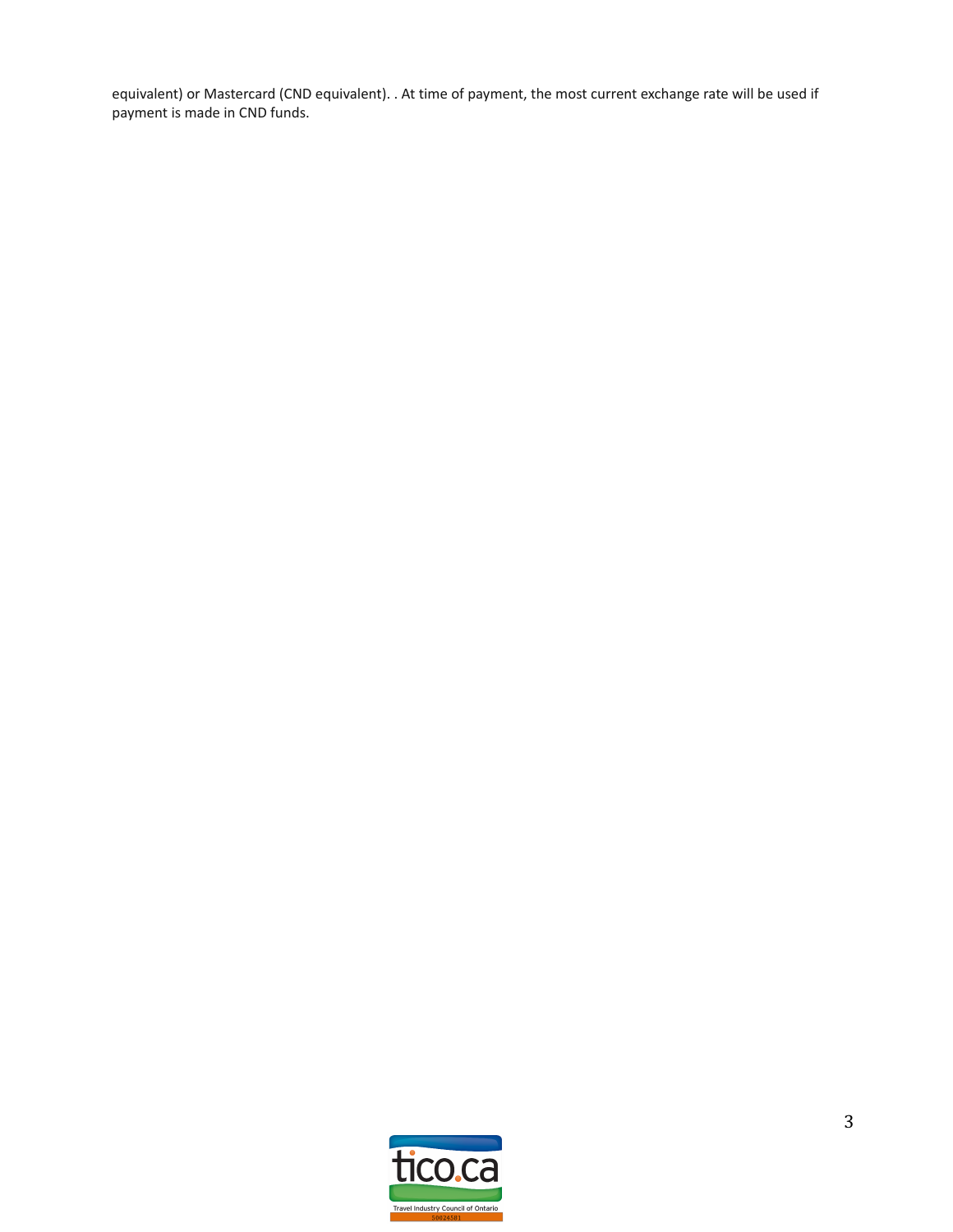equivalent) or Mastercard (CND equivalent). . At time of payment, the most current exchange rate will be used if payment is made in CND funds.